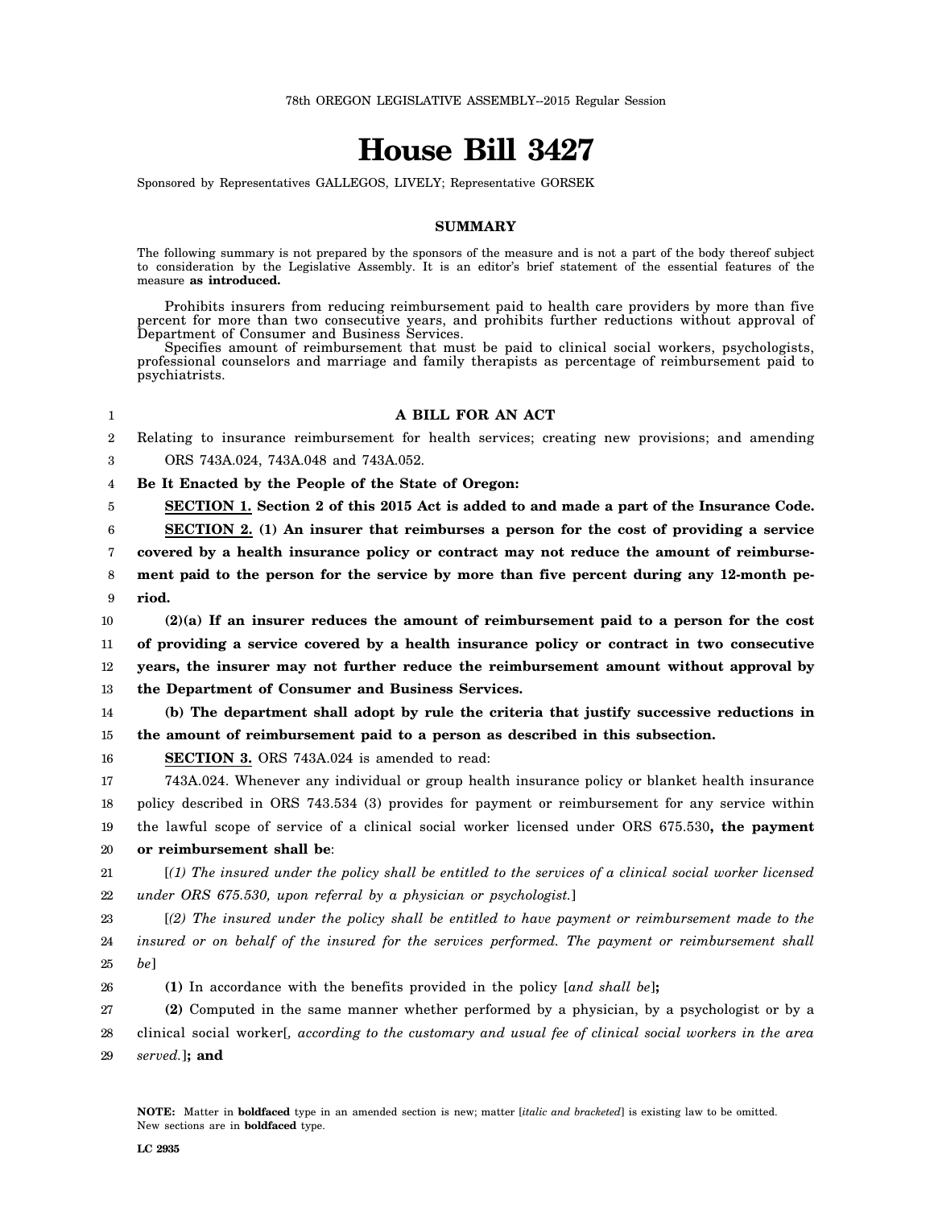78th OREGON LEGISLATIVE ASSEMBLY--2015 Regular Session

# House Bill 3427

Sponsored by Representatives GALLEGOS, LIVELY; Representative GORSEK

## SUMMARY

The following summary is not prepared by the sponsors of the measure and is not a part of the body thereof subject to consideration by the Legislative Assembly. It is an editor's brief statement of the essential features of the measure **as introduced.**

Prohibits insurers from reducing reimbursement paid to health care providers by more than five percent for more than two consecutive years, and prohibits further reductions without approval of Department of Consumer and Business Services.

Specifies amount of reimbursement that must be paid to clinical social workers, psychologists, professional counselors and marriage and family therapists as percentage of reimbursement paid to psychiatrists.

**A BILL FOR AN ACT**

Relating to insurance reimbursement for health services; creating new provisions; and amending ORS 743A.024, 743A.048 and 743A.052.

**Be It Enacted by the People of the State of Oregon:**

**SECTION 1. Section 2 of this 2015 Act is added to and made a part of the Insurance Code.**

**SECTION 2. (1) An insurer that reimburses a person for the cost of providing a service covered by a health insurance policy or contract may not reduce the amount of reimbursement paid to the person for the service by more than five percent during any 12-month period.**

**(2)(a) If an insurer reduces the amount of reimbursement paid to a person for the cost of providing a service covered by a health insurance policy or contract in two consecutive years, the insurer may not further reduce the reimbursement amount without approval by the Department of Consumer and Business Services.**

**(b) The department shall adopt by rule the criteria that justify successive reductions in the amount of reimbursement paid to a person as described in this subsection.**

**SECTION 3.** ORS 743A.024 is amended to read:

743A.024. Whenever any individual or group health insurance policy or blanket health insurance policy described in ORS 743.534 (3) provides for payment or reimbursement for any service within the lawful scope of service of a clinical social worker licensed under ORS 675.530**, the payment or reimbursement shall be**:

[*(1) The insured under the policy shall be entitled to the services of a clinical social worker licensed under ORS 675.530, upon referral by a physician or psychologist.*]

[*(2) The insured under the policy shall be entitled to have payment or reimbursement made to the insured or on behalf of the insured for the services performed. The payment or reimbursement shall be*]

**(1)** In accordance with the benefits provided in the policy [*and shall be*]**;**

**(2)** Computed in the same manner whether performed by a physician, by a psychologist or by a clinical social worker[*, according to the customary and usual fee of clinical social workers in the area served.*]**; and**

**NOTE:** Matter in **boldfaced** type in an amended section is new; matter [*italic and bracketed*] is existing law to be omitted. New sections are in **boldfaced** type.

LC 2935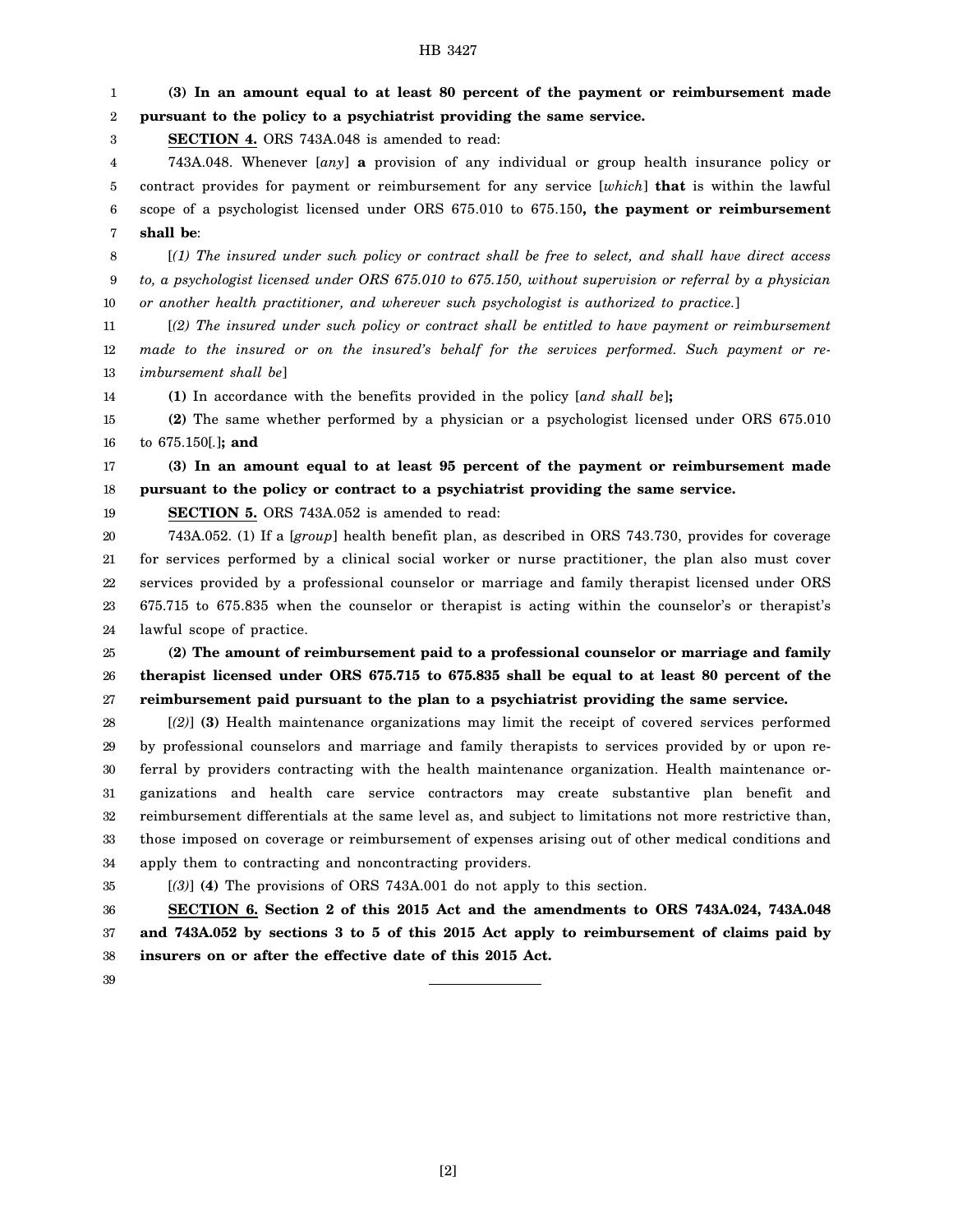**(3) In an amount equal to at least 80 percent of the payment or reimbursement made pursuant to the policy to a psychiatrist providing the same service.**

**SECTION 4.** ORS 743A.048 is amended to read:

743A.048. Whenever [*any*] **a** provision of any individual or group health insurance policy or contract provides for payment or reimbursement for any service [*which*] **that** is within the lawful scope of a psychologist licensed under ORS 675.010 to 675.150**, the payment or reimbursement shall be**:

[*(1) The insured under such policy or contract shall be free to select, and shall have direct access to, a psychologist licensed under ORS 675.010 to 675.150, without supervision or referral by a physician or another health practitioner, and wherever such psychologist is authorized to practice.*]

[*(2) The insured under such policy or contract shall be entitled to have payment or reimbursement made to the insured or on the insured's behalf for the services performed. Such payment or reimbursement shall be*]

**(1)** In accordance with the benefits provided in the policy [*and shall be*]**;**

**(2)** The same whether performed by a physician or a psychologist licensed under ORS 675.010 to 675.150[*.*]**; and**

**(3) In an amount equal to at least 95 percent of the payment or reimbursement made pursuant to the policy or contract to a psychiatrist providing the same service.**

**SECTION 5.** ORS 743A.052 is amended to read:

743A.052. (1) If a [*group*] health benefit plan, as described in ORS 743.730, provides for coverage for services performed by a clinical social worker or nurse practitioner, the plan also must cover services provided by a professional counselor or marriage and family therapist licensed under ORS 675.715 to 675.835 when the counselor or therapist is acting within the counselor's or therapist's lawful scope of practice.

**(2) The amount of reimbursement paid to a professional counselor or marriage and family therapist licensed under ORS 675.715 to 675.835 shall be equal to at least 80 percent of the reimbursement paid pursuant to the plan to a psychiatrist providing the same service.**

[*(2)*] **(3)** Health maintenance organizations may limit the receipt of covered services performed by professional counselors and marriage and family therapists to services provided by or upon referral by providers contracting with the health maintenance organization. Health maintenance organizations and health care service contractors may create substantive plan benefit and reimbursement differentials at the same level as, and subject to limitations not more restrictive than, those imposed on coverage or reimbursement of expenses arising out of other medical conditions and apply them to contracting and noncontracting providers.

[*(3)*] **(4)** The provisions of ORS 743A.001 do not apply to this section.

**SECTION 6. Section 2 of this 2015 Act and the amendments to ORS 743A.024, 743A.048 and 743A.052 by sections 3 to 5 of this 2015 Act apply to reimbursement of claims paid by insurers on or after the effective date of this 2015 Act.**